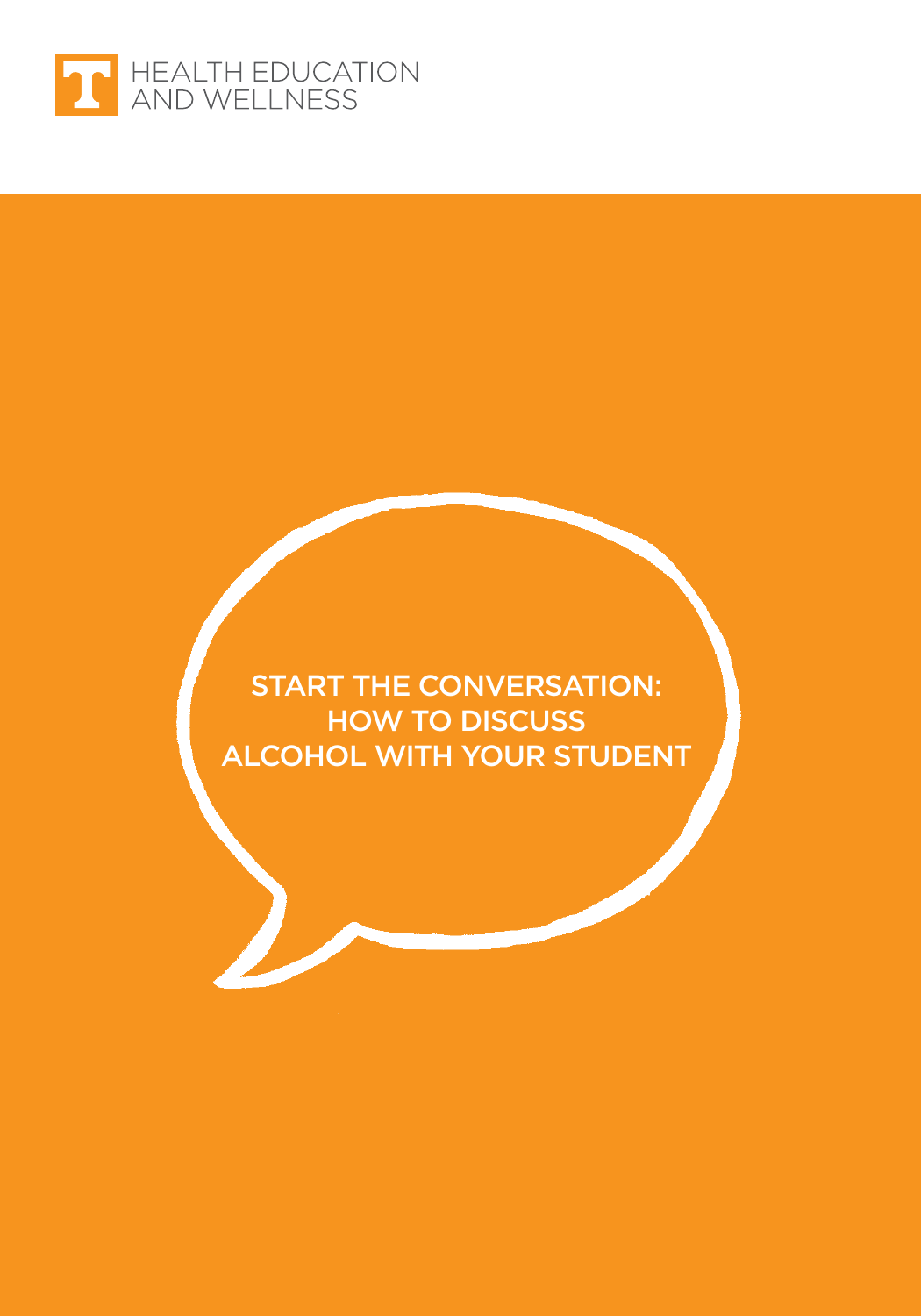HEALTH EDUCATION
AND WELLNESS

# START THE CONVERSATION: HOW TO DISCUSS ALCOHOL WITH YOUR STUDENT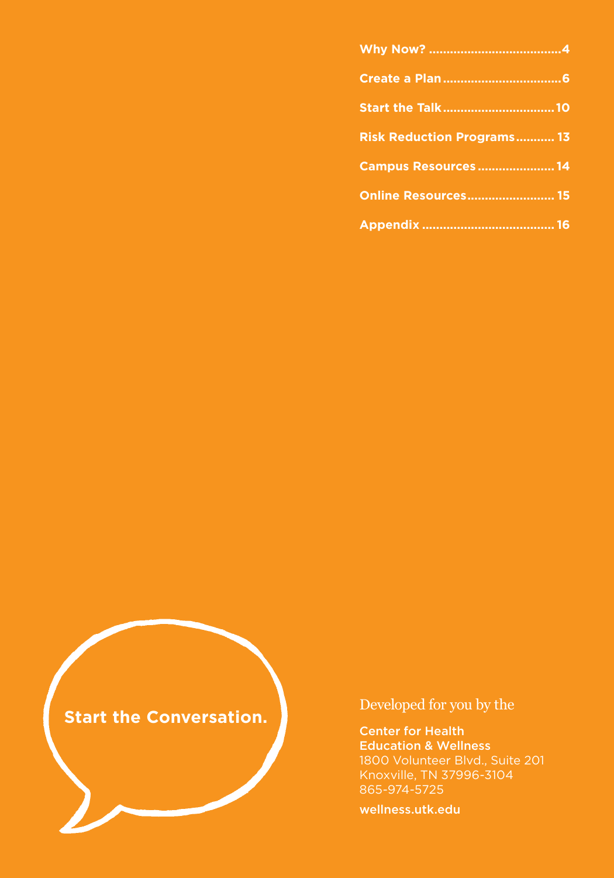| | |
|---|---|
| **Why Now?** | **4** |
| **Create a Plan** | **6** |
| **Start the Talk** | **10** |
| **Risk Reduction Programs** | **13** |
| **Campus Resources** | **14** |
| **Online Resources** | **15** |
| **Appendix** | **16** |

**Start the Conversation.**

Developed for you by the

**Center for Health Education & Wellness**
1800 Volunteer Blvd., Suite 201
Knoxville, TN 37996-3104
865-974-5725

**wellness.utk.edu**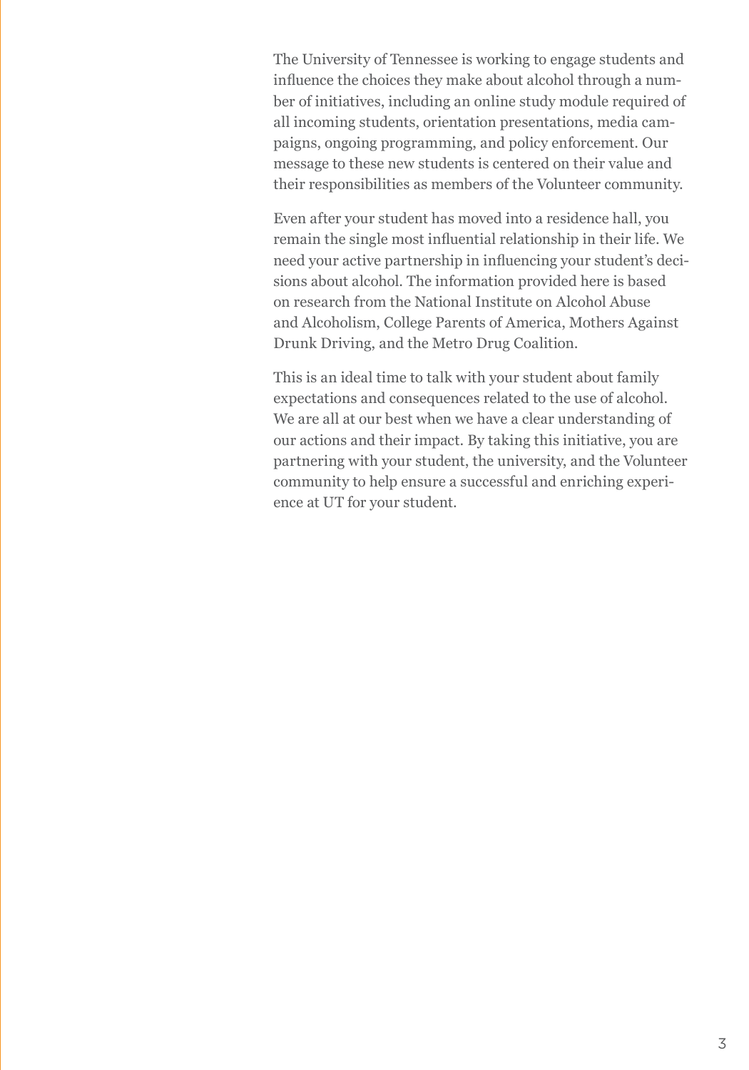The University of Tennessee is working to engage students and influence the choices they make about alcohol through a number of initiatives, including an online study module required of all incoming students, orientation presentations, media campaigns, ongoing programming, and policy enforcement. Our message to these new students is centered on their value and their responsibilities as members of the Volunteer community.

Even after your student has moved into a residence hall, you remain the single most influential relationship in their life. We need your active partnership in influencing your student's decisions about alcohol. The information provided here is based on research from the National Institute on Alcohol Abuse and Alcoholism, College Parents of America, Mothers Against Drunk Driving, and the Metro Drug Coalition.

This is an ideal time to talk with your student about family expectations and consequences related to the use of alcohol. We are all at our best when we have a clear understanding of our actions and their impact. By taking this initiative, you are partnering with your student, the university, and the Volunteer community to help ensure a successful and enriching experience at UT for your student.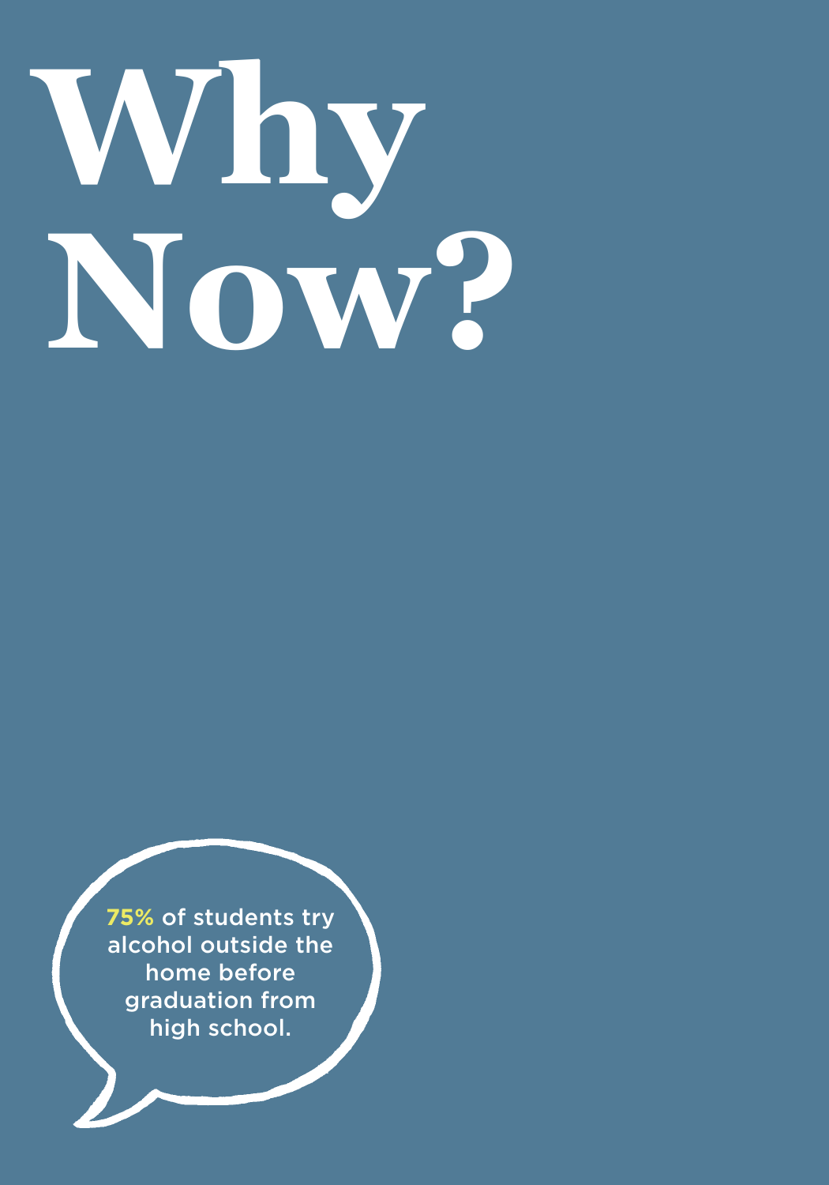# Why Now?

**75%** of students try alcohol outside the home before graduation from high school.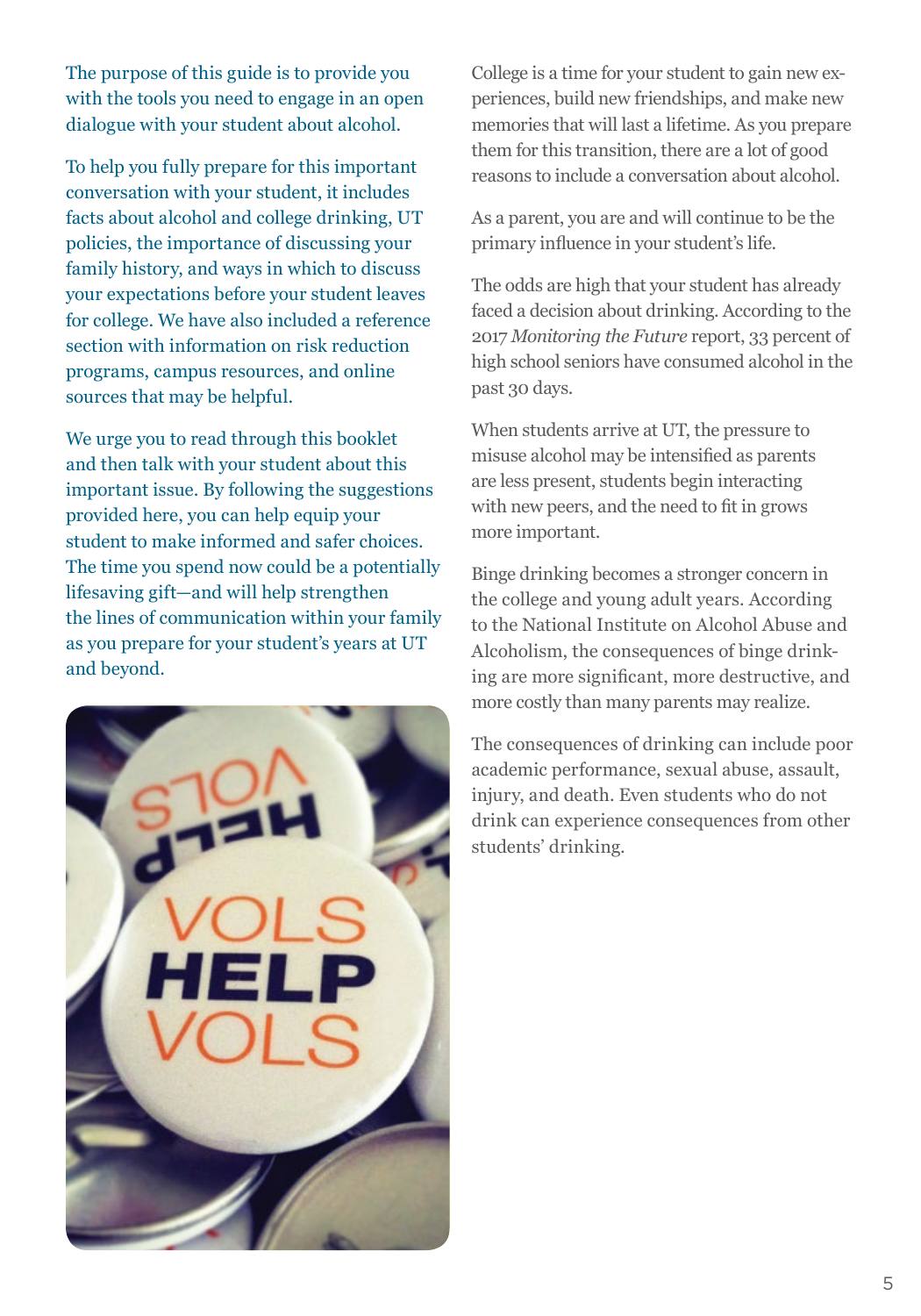The purpose of this guide is to provide you with the tools you need to engage in an open dialogue with your student about alcohol.

To help you fully prepare for this important conversation with your student, it includes facts about alcohol and college drinking, UT policies, the importance of discussing your family history, and ways in which to discuss your expectations before your student leaves for college. We have also included a reference section with information on risk reduction programs, campus resources, and online sources that may be helpful.

We urge you to read through this booklet and then talk with your student about this important issue. By following the suggestions provided here, you can help equip your student to make informed and safer choices. The time you spend now could be a potentially lifesaving gift—and will help strengthen the lines of communication within your family as you prepare for your student's years at UT and beyond.

College is a time for your student to gain new experiences, build new friendships, and make new memories that will last a lifetime. As you prepare them for this transition, there are a lot of good reasons to include a conversation about alcohol.

As a parent, you are and will continue to be the primary influence in your student's life.

The odds are high that your student has already faced a decision about drinking. According to the 2017 *Monitoring the Future* report, 33 percent of high school seniors have consumed alcohol in the past 30 days.

When students arrive at UT, the pressure to misuse alcohol may be intensified as parents are less present, students begin interacting with new peers, and the need to fit in grows more important.

Binge drinking becomes a stronger concern in the college and young adult years. According to the National Institute on Alcohol Abuse and Alcoholism, the consequences of binge drinking are more significant, more destructive, and more costly than many parents may realize.

The consequences of drinking can include poor academic performance, sexual abuse, assault, injury, and death. Even students who do not drink can experience consequences from other students' drinking.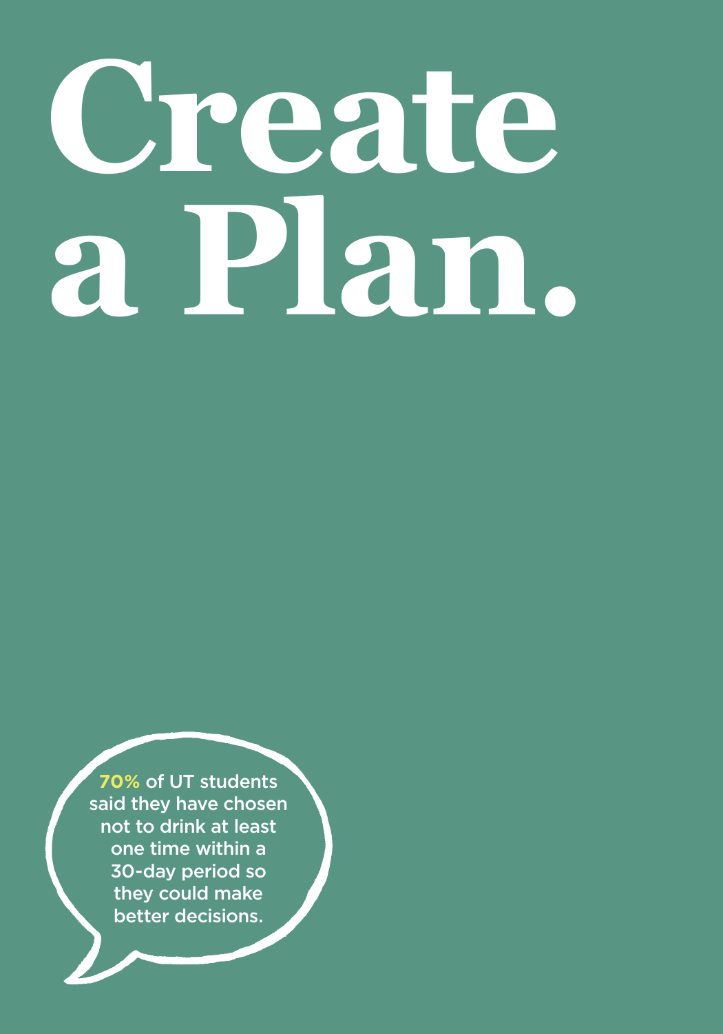# Create a Plan.

**70%** of UT students said they have chosen not to drink at least one time within a 30-day period so they could make better decisions.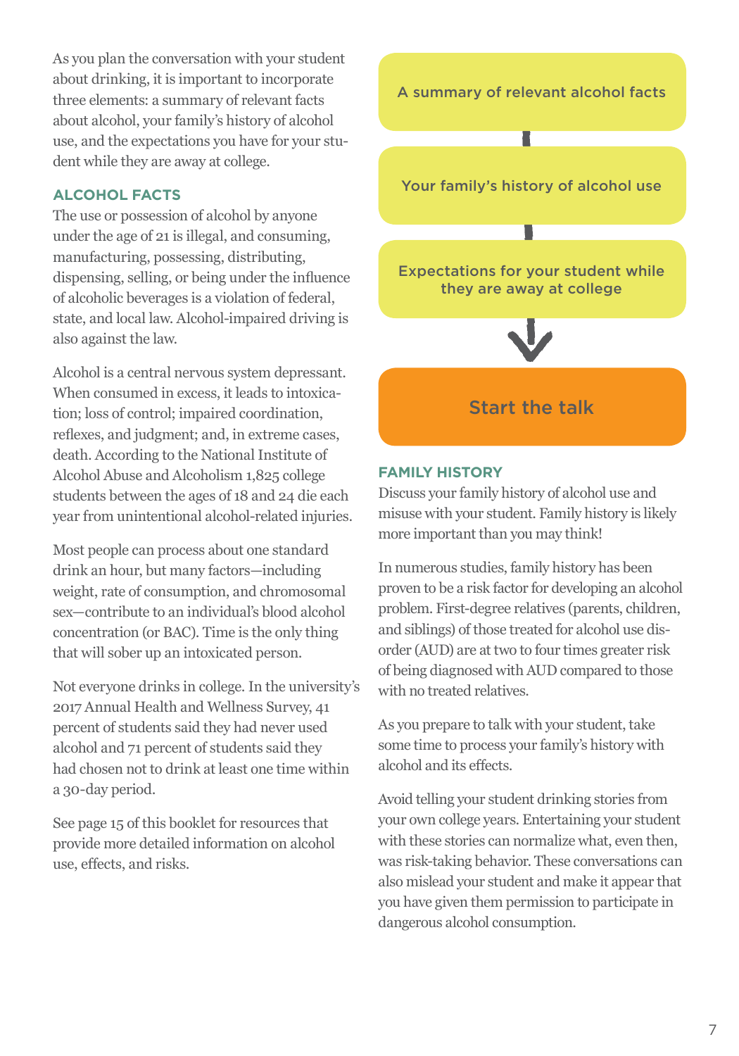As you plan the conversation with your student about drinking, it is important to incorporate three elements: a summary of relevant facts about alcohol, your family's history of alcohol use, and the expectations you have for your student while they are away at college.

A summary of relevant alcohol facts

Your family's history of alcohol use

Expectations for your student while they are away at college

Start the talk

## ALCOHOL FACTS

The use or possession of alcohol by anyone under the age of 21 is illegal, and consuming, manufacturing, possessing, distributing, dispensing, selling, or being under the influence of alcoholic beverages is a violation of federal, state, and local law. Alcohol-impaired driving is also against the law.

Alcohol is a central nervous system depressant. When consumed in excess, it leads to intoxication; loss of control; impaired coordination, reflexes, and judgment; and, in extreme cases, death. According to the National Institute of Alcohol Abuse and Alcoholism 1,825 college students between the ages of 18 and 24 die each year from unintentional alcohol-related injuries.

Most people can process about one standard drink an hour, but many factors—including weight, rate of consumption, and chromosomal sex—contribute to an individual's blood alcohol concentration (or BAC). Time is the only thing that will sober up an intoxicated person.

Not everyone drinks in college. In the university's 2017 Annual Health and Wellness Survey, 41 percent of students said they had never used alcohol and 71 percent of students said they had chosen not to drink at least one time within a 30-day period.

See page 15 of this booklet for resources that provide more detailed information on alcohol use, effects, and risks.

## FAMILY HISTORY

Discuss your family history of alcohol use and misuse with your student. Family history is likely more important than you may think!

In numerous studies, family history has been proven to be a risk factor for developing an alcohol problem. First-degree relatives (parents, children, and siblings) of those treated for alcohol use disorder (AUD) are at two to four times greater risk of being diagnosed with AUD compared to those with no treated relatives.

As you prepare to talk with your student, take some time to process your family's history with alcohol and its effects.

Avoid telling your student drinking stories from your own college years. Entertaining your student with these stories can normalize what, even then, was risk-taking behavior. These conversations can also mislead your student and make it appear that you have given them permission to participate in dangerous alcohol consumption.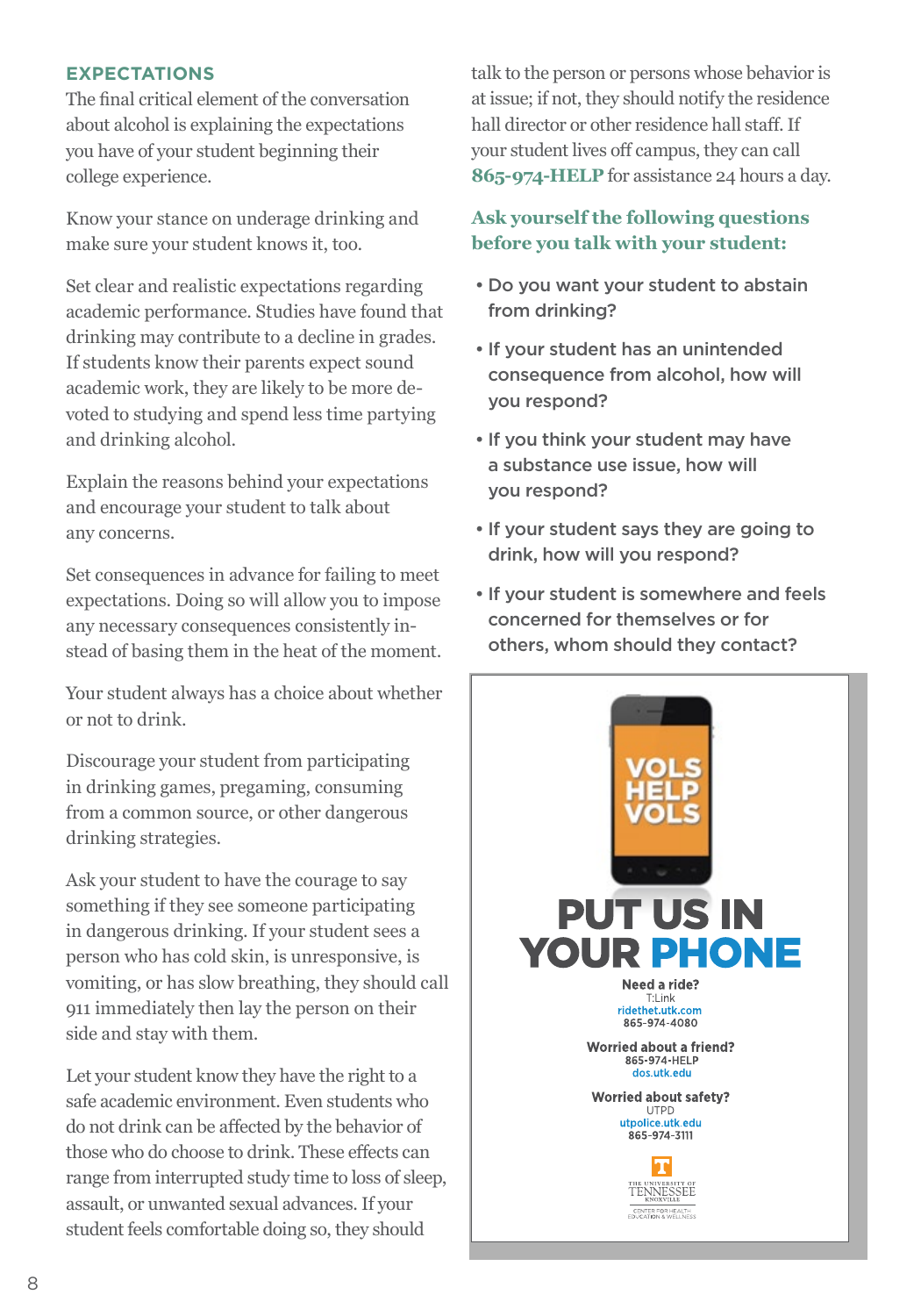## EXPECTATIONS

The final critical element of the conversation about alcohol is explaining the expectations you have of your student beginning their college experience.

Know your stance on underage drinking and make sure your student knows it, too.

Set clear and realistic expectations regarding academic performance. Studies have found that drinking may contribute to a decline in grades. If students know their parents expect sound academic work, they are likely to be more devoted to studying and spend less time partying and drinking alcohol.

Explain the reasons behind your expectations and encourage your student to talk about any concerns.

Set consequences in advance for failing to meet expectations. Doing so will allow you to impose any necessary consequences consistently instead of basing them in the heat of the moment.

Your student always has a choice about whether or not to drink.

Discourage your student from participating in drinking games, pregaming, consuming from a common source, or other dangerous drinking strategies.

Ask your student to have the courage to say something if they see someone participating in dangerous drinking. If your student sees a person who has cold skin, is unresponsive, is vomiting, or has slow breathing, they should call 911 immediately then lay the person on their side and stay with them.

Let your student know they have the right to a safe academic environment. Even students who do not drink can be affected by the behavior of those who do choose to drink. These effects can range from interrupted study time to loss of sleep, assault, or unwanted sexual advances. If your student feels comfortable doing so, they should talk to the person or persons whose behavior is at issue; if not, they should notify the residence hall director or other residence hall staff. If your student lives off campus, they can call **865-974-HELP** for assistance 24 hours a day.

### Ask yourself the following questions before you talk with your student:

- Do you want your student to abstain from drinking?
- If your student has an unintended consequence from alcohol, how will you respond?
- If you think your student may have a substance use issue, how will you respond?
- If your student says they are going to drink, how will you respond?
- If your student is somewhere and feels concerned for themselves or for others, whom should they contact?

VOLS HELP VOLS

**PUT US IN YOUR PHONE**

**Need a ride?**
T:Link
ridethet.utk.com
865-974-4080

**Worried about a friend?**
865-974-HELP
dos.utk.edu

**Worried about safety?**
UTPD
utpolice.utk.edu
865-974-3111

The University of Tennessee Knoxville
Center for Health Education & Wellness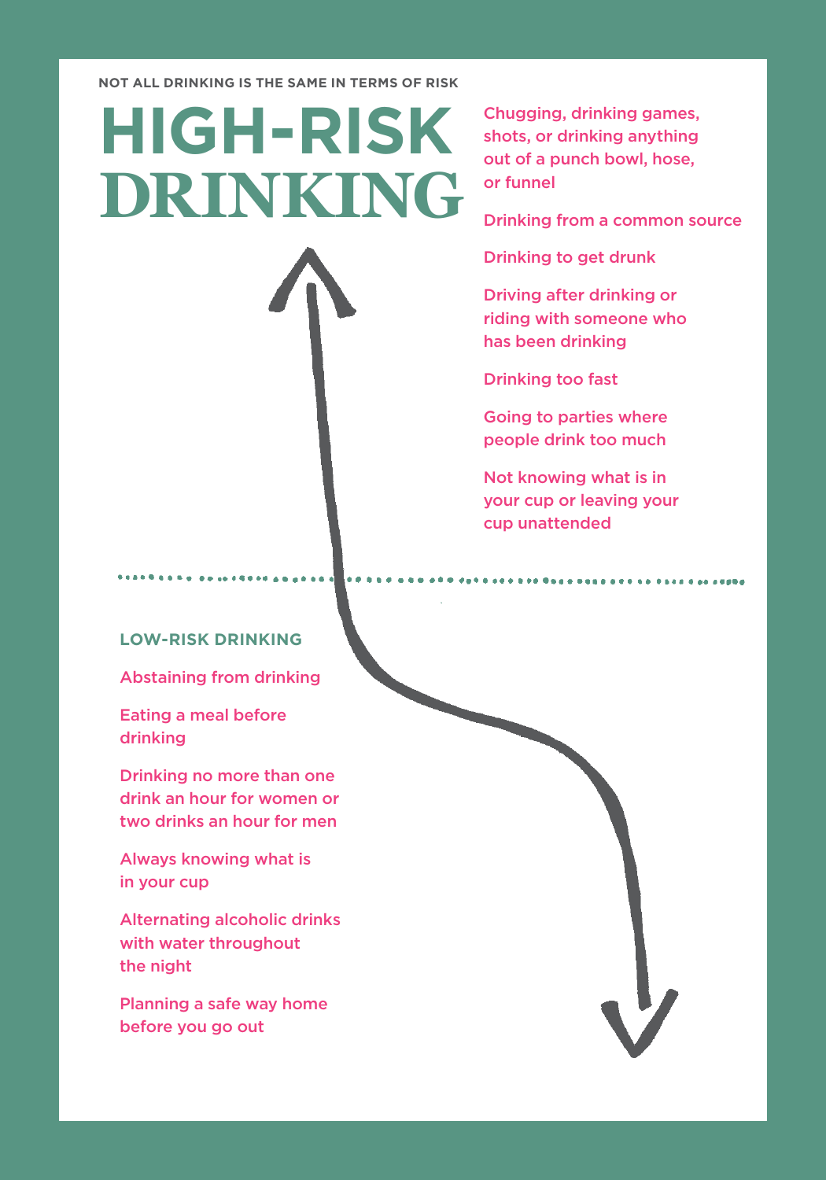NOT ALL DRINKING IS THE SAME IN TERMS OF RISK

# HIGH-RISK DRINKING

- Chugging, drinking games, shots, or drinking anything out of a punch bowl, hose, or funnel
- Drinking from a common source
- Drinking to get drunk
- Driving after drinking or riding with someone who has been drinking
- Drinking too fast
- Going to parties where people drink too much
- Not knowing what is in your cup or leaving your cup unattended

## LOW-RISK DRINKING

- Abstaining from drinking
- Eating a meal before drinking
- Drinking no more than one drink an hour for women or two drinks an hour for men
- Always knowing what is in your cup
- Alternating alcoholic drinks with water throughout the night
- Planning a safe way home before you go out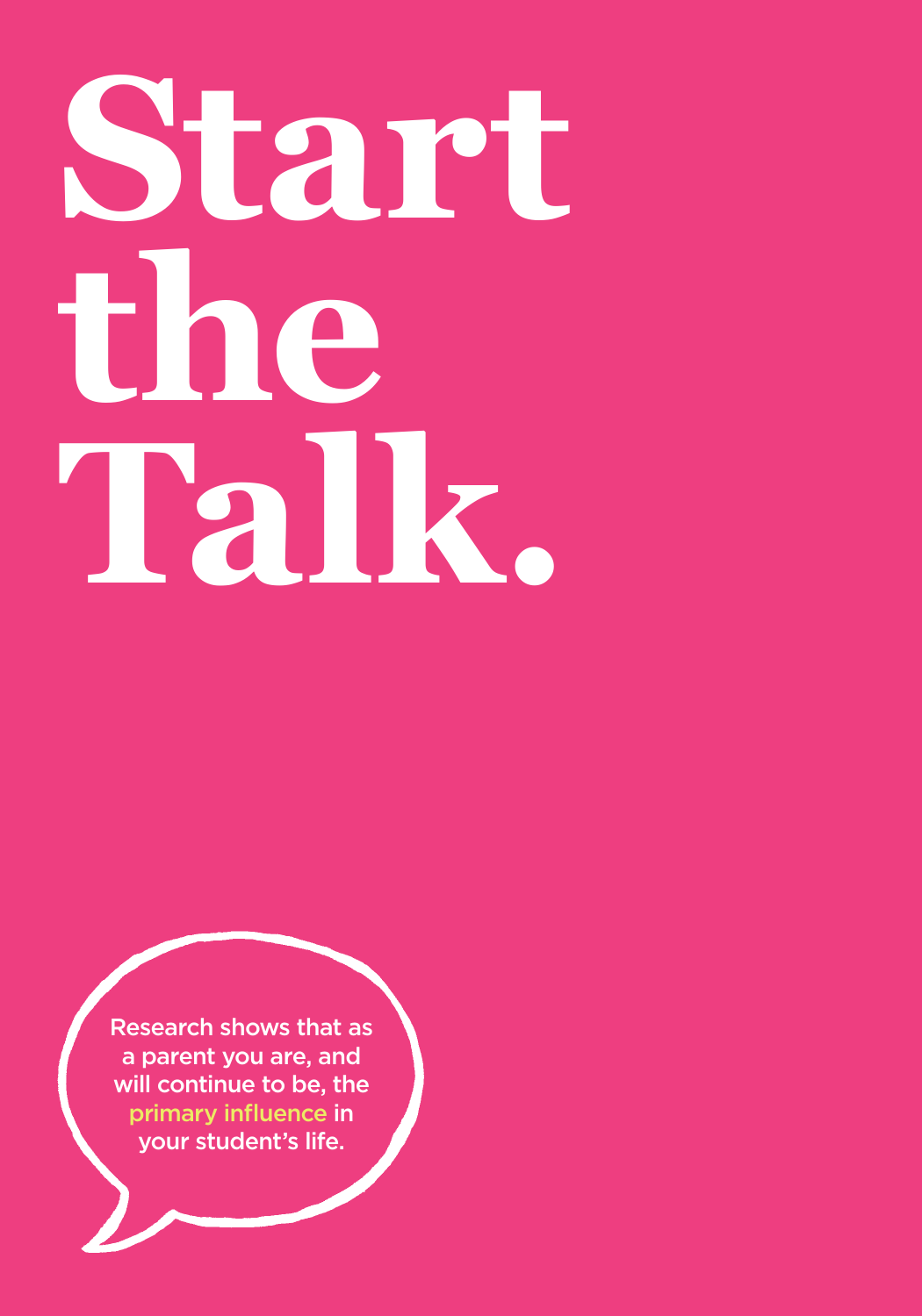# Start the Talk.

Research shows that as a parent you are, and will continue to be, the primary influence in your student's life.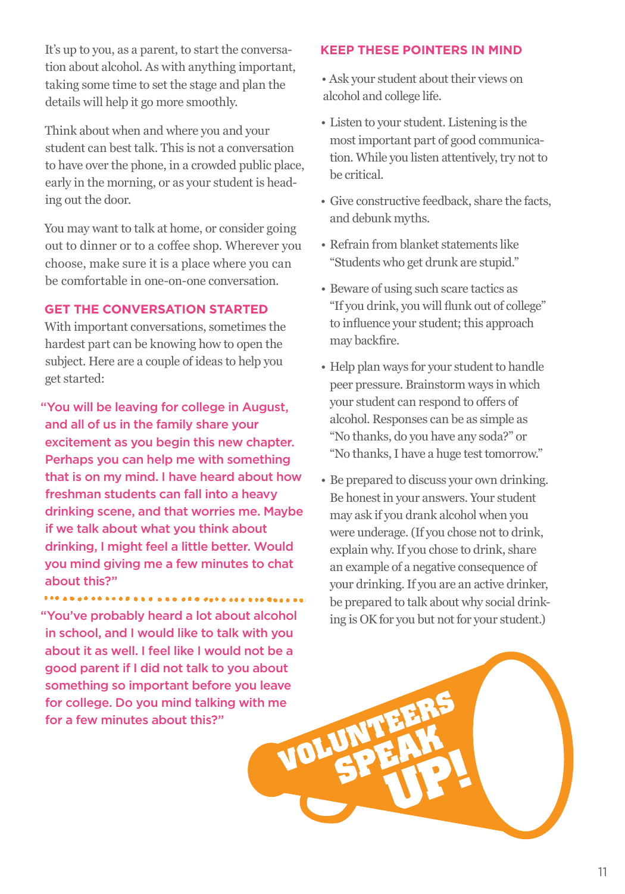It's up to you, as a parent, to start the conversation about alcohol. As with anything important, taking some time to set the stage and plan the details will help it go more smoothly.

Think about when and where you and your student can best talk. This is not a conversation to have over the phone, in a crowded public place, early in the morning, or as your student is heading out the door.

You may want to talk at home, or consider going out to dinner or to a coffee shop. Wherever you choose, make sure it is a place where you can be comfortable in one-on-one conversation.

## GET THE CONVERSATION STARTED

With important conversations, sometimes the hardest part can be knowing how to open the subject. Here are a couple of ideas to help you get started:

"You will be leaving for college in August, and all of us in the family share your excitement as you begin this new chapter. Perhaps you can help me with something that is on my mind. I have heard about how freshman students can fall into a heavy drinking scene, and that worries me. Maybe if we talk about what you think about drinking, I might feel a little better. Would you mind giving me a few minutes to chat about this?"

"You've probably heard a lot about alcohol in school, and I would like to talk with you about it as well. I feel like I would not be a good parent if I did not talk to you about something so important before you leave for college. Do you mind talking with me for a few minutes about this?"

## KEEP THESE POINTERS IN MIND

- Ask your student about their views on alcohol and college life.
- Listen to your student. Listening is the most important part of good communication. While you listen attentively, try not to be critical.
- Give constructive feedback, share the facts, and debunk myths.
- Refrain from blanket statements like "Students who get drunk are stupid."
- Beware of using such scare tactics as "If you drink, you will flunk out of college" to influence your student; this approach may backfire.
- Help plan ways for your student to handle peer pressure. Brainstorm ways in which your student can respond to offers of alcohol. Responses can be as simple as "No thanks, do you have any soda?" or "No thanks, I have a huge test tomorrow."
- Be prepared to discuss your own drinking. Be honest in your answers. Your student may ask if you drank alcohol when you were underage. (If you chose not to drink, explain why. If you chose to drink, share an example of a negative consequence of your drinking. If you are an active drinker, be prepared to talk about why social drinking is OK for you but not for your student.)

VOLUNTEERS SPEAK UP!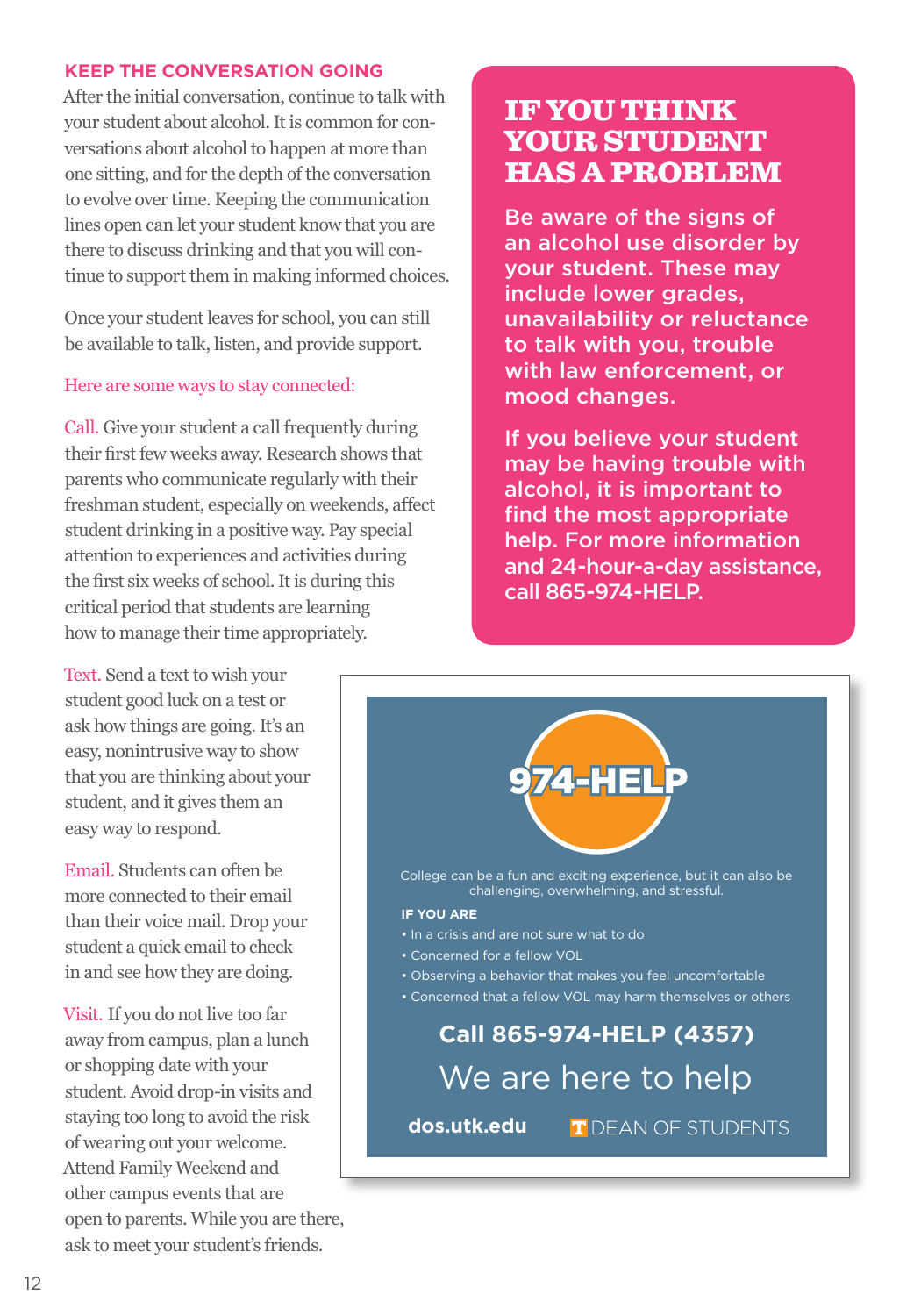## KEEP THE CONVERSATION GOING

After the initial conversation, continue to talk with your student about alcohol. It is common for conversations about alcohol to happen at more than one sitting, and for the depth of the conversation to evolve over time. Keeping the communication lines open can let your student know that you are there to discuss drinking and that you will continue to support them in making informed choices.

Once your student leaves for school, you can still be available to talk, listen, and provide support.

Here are some ways to stay connected:

**Call.** Give your student a call frequently during their first few weeks away. Research shows that parents who communicate regularly with their freshman student, especially on weekends, affect student drinking in a positive way. Pay special attention to experiences and activities during the first six weeks of school. It is during this critical period that students are learning how to manage their time appropriately.

**Text.** Send a text to wish your student good luck on a test or ask how things are going. It's an easy, nonintrusive way to show that you are thinking about your student, and it gives them an easy way to respond.

**Email.** Students can often be more connected to their email than their voice mail. Drop your student a quick email to check in and see how they are doing.

**Visit.** If you do not live too far away from campus, plan a lunch or shopping date with your student. Avoid drop-in visits and staying too long to avoid the risk of wearing out your welcome. Attend Family Weekend and other campus events that are open to parents. While you are there, ask to meet your student's friends.

## IF YOU THINK YOUR STUDENT HAS A PROBLEM

Be aware of the signs of an alcohol use disorder by your student. These may include lower grades, unavailability or reluctance to talk with you, trouble with law enforcement, or mood changes.

If you believe your student may be having trouble with alcohol, it is important to find the most appropriate help. For more information and 24-hour-a-day assistance, call 865-974-HELP.

---

**974-HELP**

College can be a fun and exciting experience, but it can also be challenging, overwhelming, and stressful.

**IF YOU ARE**

- In a crisis and are not sure what to do
- Concerned for a fellow VOL
- Observing a behavior that makes you feel uncomfortable
- Concerned that a fellow VOL may harm themselves or others

**Call 865-974-HELP (4357)**

We are here to help

**dos.utk.edu** DEAN OF STUDENTS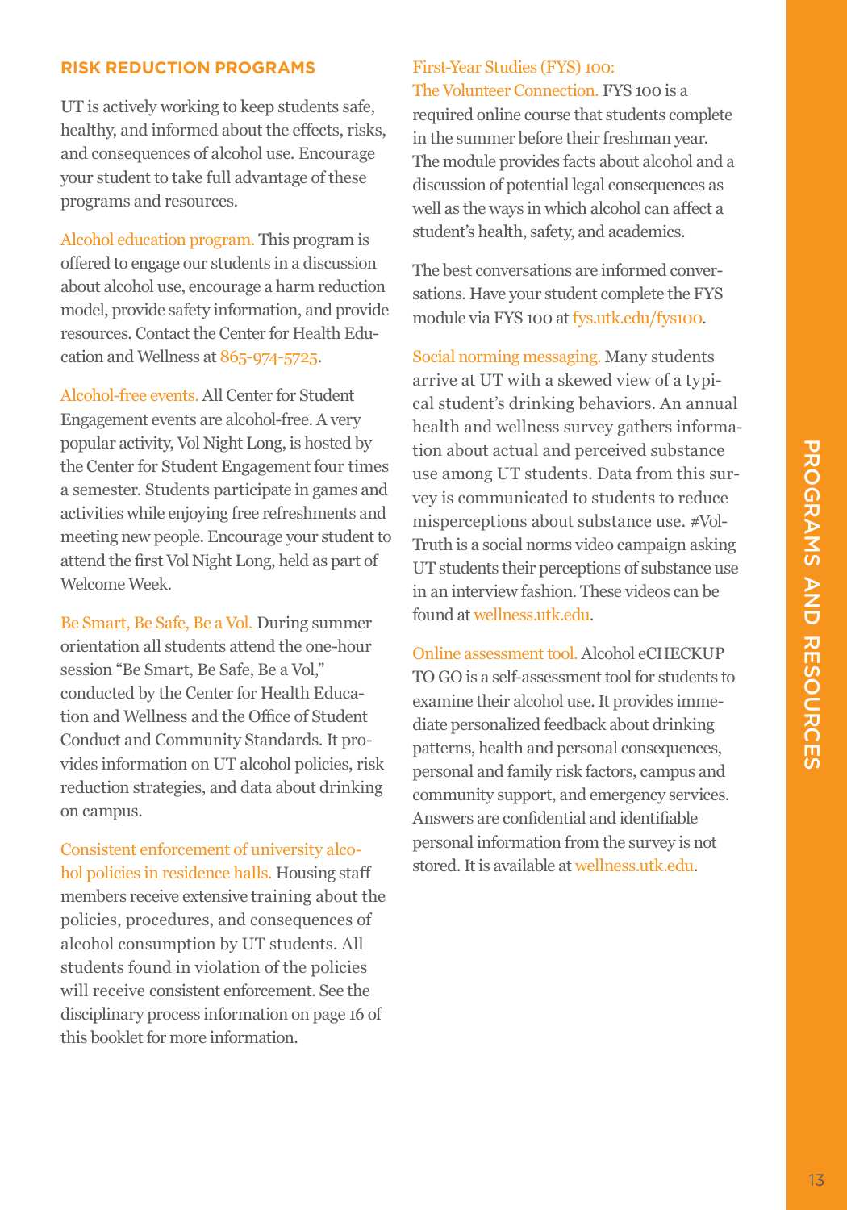## RISK REDUCTION PROGRAMS

UT is actively working to keep students safe, healthy, and informed about the effects, risks, and consequences of alcohol use. Encourage your student to take full advantage of these programs and resources.

**Alcohol education program.** This program is offered to engage our students in a discussion about alcohol use, encourage a harm reduction model, provide safety information, and provide resources. Contact the Center for Health Education and Wellness at 865-974-5725.

**Alcohol-free events.** All Center for Student Engagement events are alcohol-free. A very popular activity, Vol Night Long, is hosted by the Center for Student Engagement four times a semester. Students participate in games and activities while enjoying free refreshments and meeting new people. Encourage your student to attend the first Vol Night Long, held as part of Welcome Week.

**Be Smart, Be Safe, Be a Vol.** During summer orientation all students attend the one-hour session "Be Smart, Be Safe, Be a Vol," conducted by the Center for Health Education and Wellness and the Office of Student Conduct and Community Standards. It provides information on UT alcohol policies, risk reduction strategies, and data about drinking on campus.

**Consistent enforcement of university alcohol policies in residence halls.** Housing staff members receive extensive training about the policies, procedures, and consequences of alcohol consumption by UT students. All students found in violation of the policies will receive consistent enforcement. See the disciplinary process information on page 16 of this booklet for more information.

**First-Year Studies (FYS) 100: The Volunteer Connection.** FYS 100 is a required online course that students complete in the summer before their freshman year. The module provides facts about alcohol and a discussion of potential legal consequences as well as the ways in which alcohol can affect a student's health, safety, and academics.

The best conversations are informed conversations. Have your student complete the FYS module via FYS 100 at fys.utk.edu/fys100.

**Social norming messaging.** Many students arrive at UT with a skewed view of a typical student's drinking behaviors. An annual health and wellness survey gathers information about actual and perceived substance use among UT students. Data from this survey is communicated to students to reduce misperceptions about substance use. #VolTruth is a social norms video campaign asking UT students their perceptions of substance use in an interview fashion. These videos can be found at wellness.utk.edu.

**Online assessment tool.** Alcohol eCHECKUP TO GO is a self-assessment tool for students to examine their alcohol use. It provides immediate personalized feedback about drinking patterns, health and personal consequences, personal and family risk factors, campus and community support, and emergency services. Answers are confidential and identifiable personal information from the survey is not stored. It is available at wellness.utk.edu.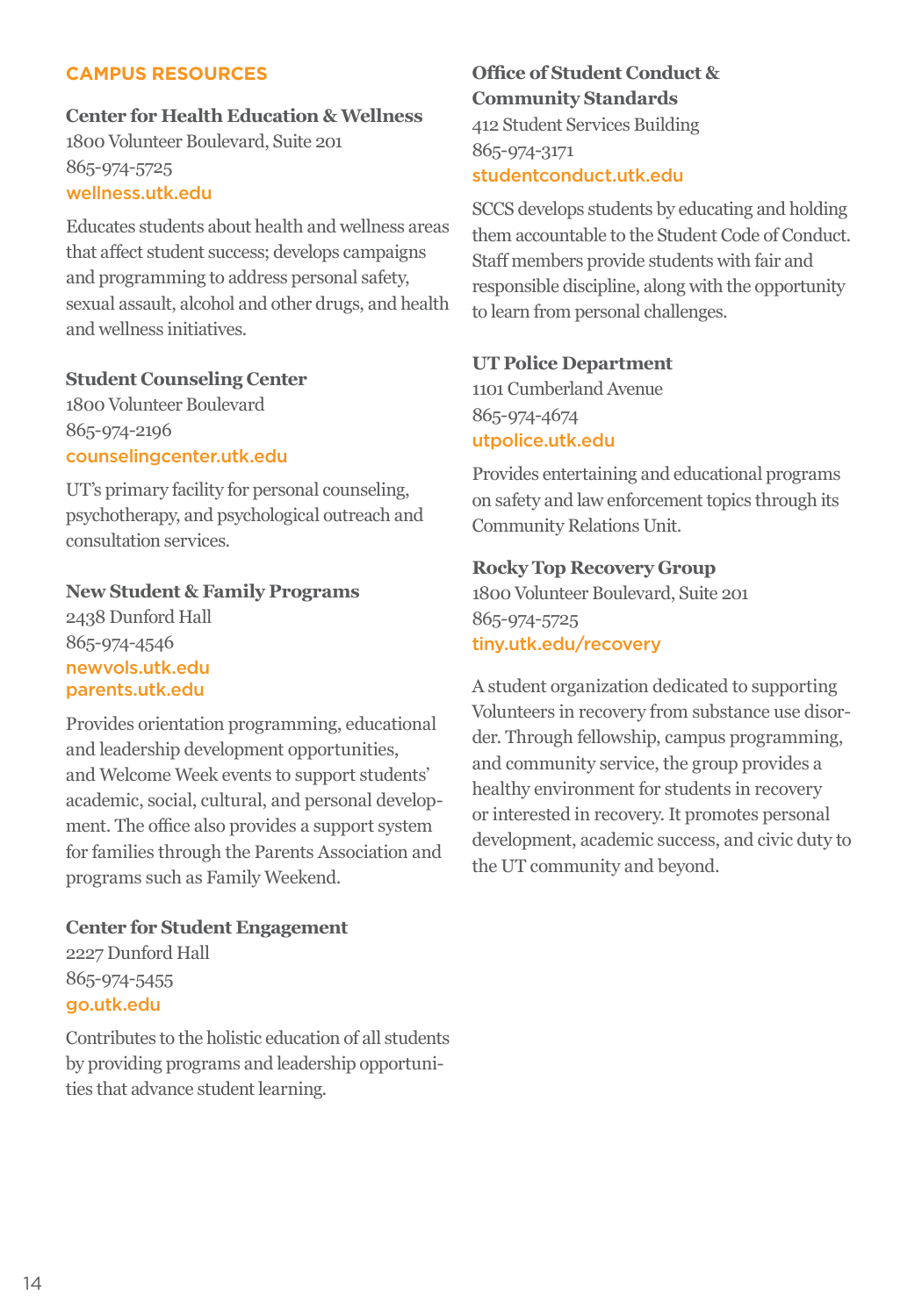## CAMPUS RESOURCES

### Center for Health Education & Wellness

1800 Volunteer Boulevard, Suite 201
865-974-5725
wellness.utk.edu

Educates students about health and wellness areas that affect student success; develops campaigns and programming to address personal safety, sexual assault, alcohol and other drugs, and health and wellness initiatives.

### Student Counseling Center

1800 Volunteer Boulevard
865-974-2196
counselingcenter.utk.edu

UT's primary facility for personal counseling, psychotherapy, and psychological outreach and consultation services.

### New Student & Family Programs

2438 Dunford Hall
865-974-4546
newvols.utk.edu
parents.utk.edu

Provides orientation programming, educational and leadership development opportunities, and Welcome Week events to support students' academic, social, cultural, and personal development. The office also provides a support system for families through the Parents Association and programs such as Family Weekend.

### Center for Student Engagement

2227 Dunford Hall
865-974-5455
go.utk.edu

Contributes to the holistic education of all students by providing programs and leadership opportunities that advance student learning.

### Office of Student Conduct & Community Standards

412 Student Services Building
865-974-3171
studentconduct.utk.edu

SCCS develops students by educating and holding them accountable to the Student Code of Conduct. Staff members provide students with fair and responsible discipline, along with the opportunity to learn from personal challenges.

### UT Police Department

1101 Cumberland Avenue
865-974-4674
utpolice.utk.edu

Provides entertaining and educational programs on safety and law enforcement topics through its Community Relations Unit.

### Rocky Top Recovery Group

1800 Volunteer Boulevard, Suite 201
865-974-5725
tiny.utk.edu/recovery

A student organization dedicated to supporting Volunteers in recovery from substance use disorder. Through fellowship, campus programming, and community service, the group provides a healthy environment for students in recovery or interested in recovery. It promotes personal development, academic success, and civic duty to the UT community and beyond.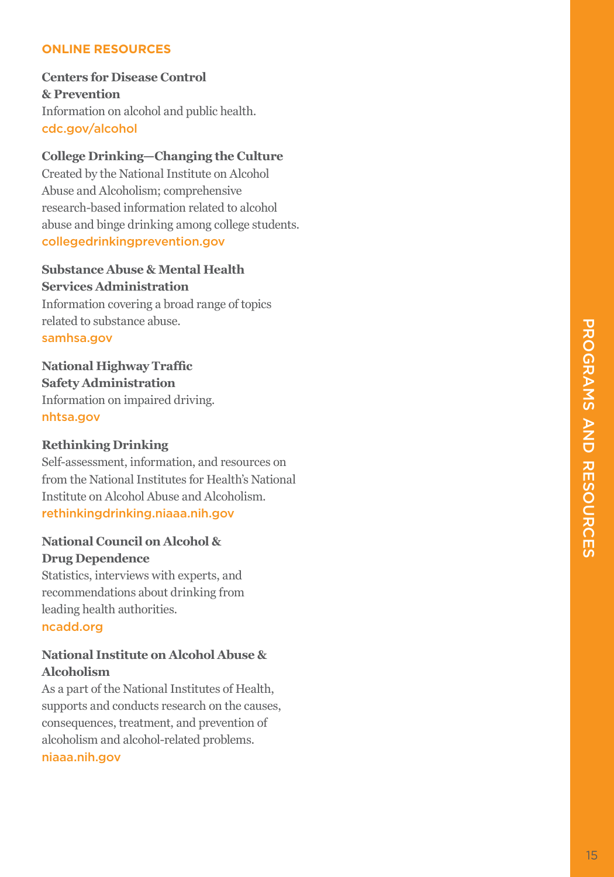## ONLINE RESOURCES

**Centers for Disease Control & Prevention**
Information on alcohol and public health.
cdc.gov/alcohol

**College Drinking—Changing the Culture**
Created by the National Institute on Alcohol Abuse and Alcoholism; comprehensive research-based information related to alcohol abuse and binge drinking among college students.
collegedrinkingprevention.gov

**Substance Abuse & Mental Health Services Administration**
Information covering a broad range of topics related to substance abuse.
samhsa.gov

**National Highway Traffic Safety Administration**
Information on impaired driving.
nhtsa.gov

**Rethinking Drinking**
Self-assessment, information, and resources on from the National Institutes for Health's National Institute on Alcohol Abuse and Alcoholism.
rethinkingdrinking.niaaa.nih.gov

**National Council on Alcohol & Drug Dependence**
Statistics, interviews with experts, and recommendations about drinking from leading health authorities.
ncadd.org

**National Institute on Alcohol Abuse & Alcoholism**
As a part of the National Institutes of Health, supports and conducts research on the causes, consequences, treatment, and prevention of alcoholism and alcohol-related problems.
niaaa.nih.gov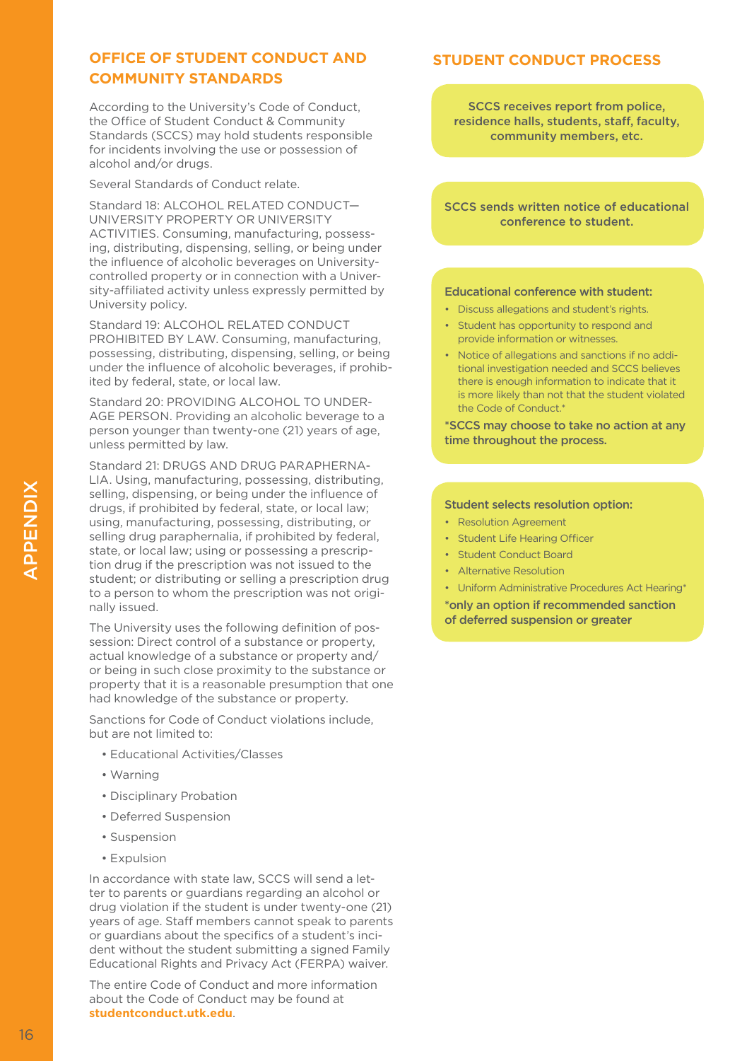## OFFICE OF STUDENT CONDUCT AND COMMUNITY STANDARDS

According to the University's Code of Conduct, the Office of Student Conduct & Community Standards (SCCS) may hold students responsible for incidents involving the use or possession of alcohol and/or drugs.

Several Standards of Conduct relate.

Standard 18: ALCOHOL RELATED CONDUCT—UNIVERSITY PROPERTY OR UNIVERSITY ACTIVITIES. Consuming, manufacturing, possessing, distributing, dispensing, selling, or being under the influence of alcoholic beverages on University-controlled property or in connection with a University-affiliated activity unless expressly permitted by University policy.

Standard 19: ALCOHOL RELATED CONDUCT PROHIBITED BY LAW. Consuming, manufacturing, possessing, distributing, dispensing, selling, or being under the influence of alcoholic beverages, if prohibited by federal, state, or local law.

Standard 20: PROVIDING ALCOHOL TO UNDERAGE PERSON. Providing an alcoholic beverage to a person younger than twenty-one (21) years of age, unless permitted by law.

Standard 21: DRUGS AND DRUG PARAPHERNALIA. Using, manufacturing, possessing, distributing, selling, dispensing, or being under the influence of drugs, if prohibited by federal, state, or local law; using, manufacturing, possessing, distributing, or selling drug paraphernalia, if prohibited by federal, state, or local law; using or possessing a prescription drug if the prescription was not issued to the student; or distributing or selling a prescription drug to a person to whom the prescription was not originally issued.

The University uses the following definition of possession: Direct control of a substance or property, actual knowledge of a substance or property and/or being in such close proximity to the substance or property that it is a reasonable presumption that one had knowledge of the substance or property.

Sanctions for Code of Conduct violations include, but are not limited to:

- Educational Activities/Classes
- Warning
- Disciplinary Probation
- Deferred Suspension
- Suspension
- Expulsion

In accordance with state law, SCCS will send a letter to parents or guardians regarding an alcohol or drug violation if the student is under twenty-one (21) years of age. Staff members cannot speak to parents or guardians about the specifics of a student's incident without the student submitting a signed Family Educational Rights and Privacy Act (FERPA) waiver.

The entire Code of Conduct and more information about the Code of Conduct may be found at **studentconduct.utk.edu**.

## STUDENT CONDUCT PROCESS

**SCCS receives report from police, residence halls, students, staff, faculty, community members, etc.**

**SCCS sends written notice of educational conference to student.**

**Educational conference with student:**

- Discuss allegations and student's rights.
- Student has opportunity to respond and provide information or witnesses.
- Notice of allegations and sanctions if no additional investigation needed and SCCS believes there is enough information to indicate that it is more likely than not that the student violated the Code of Conduct.*

**\*SCCS may choose to take no action at any time throughout the process.**

**Student selects resolution option:**

- Resolution Agreement
- Student Life Hearing Officer
- Student Conduct Board
- Alternative Resolution
- Uniform Administrative Procedures Act Hearing*

**\*only an option if recommended sanction of deferred suspension or greater**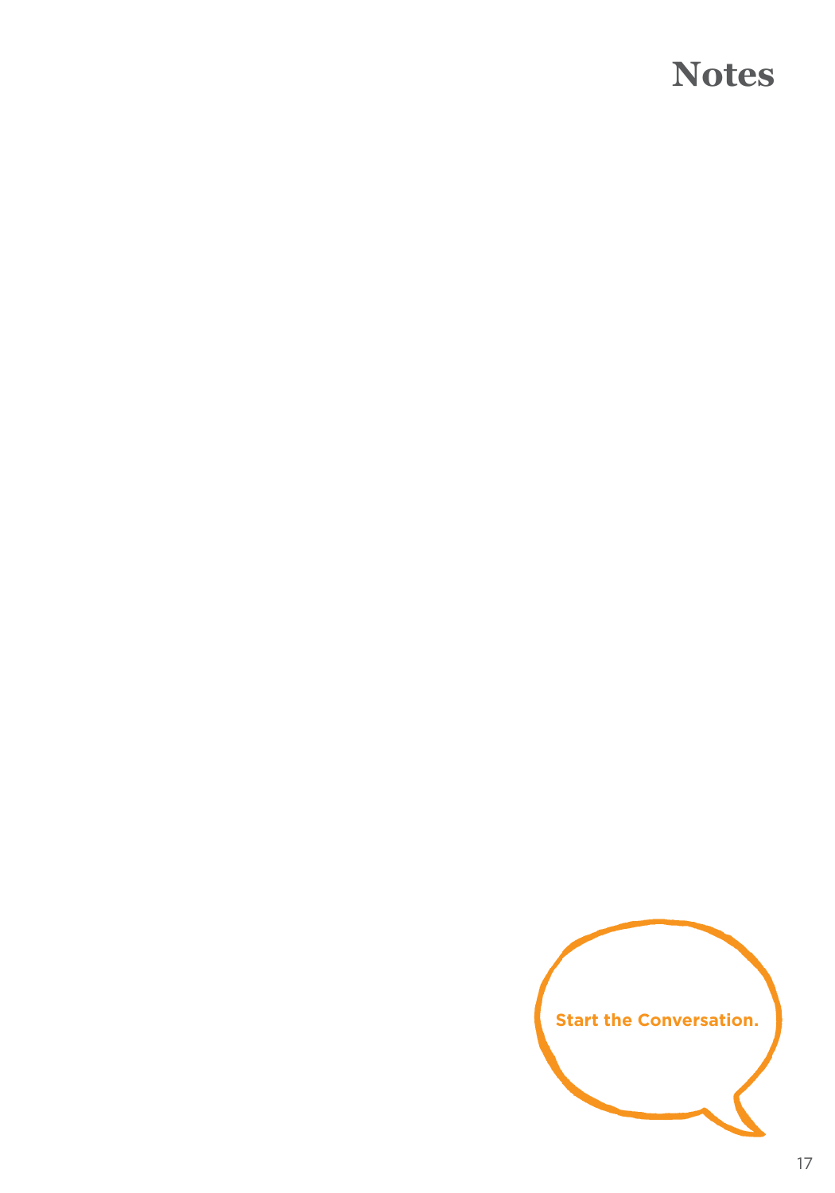# Notes

Start the Conversation.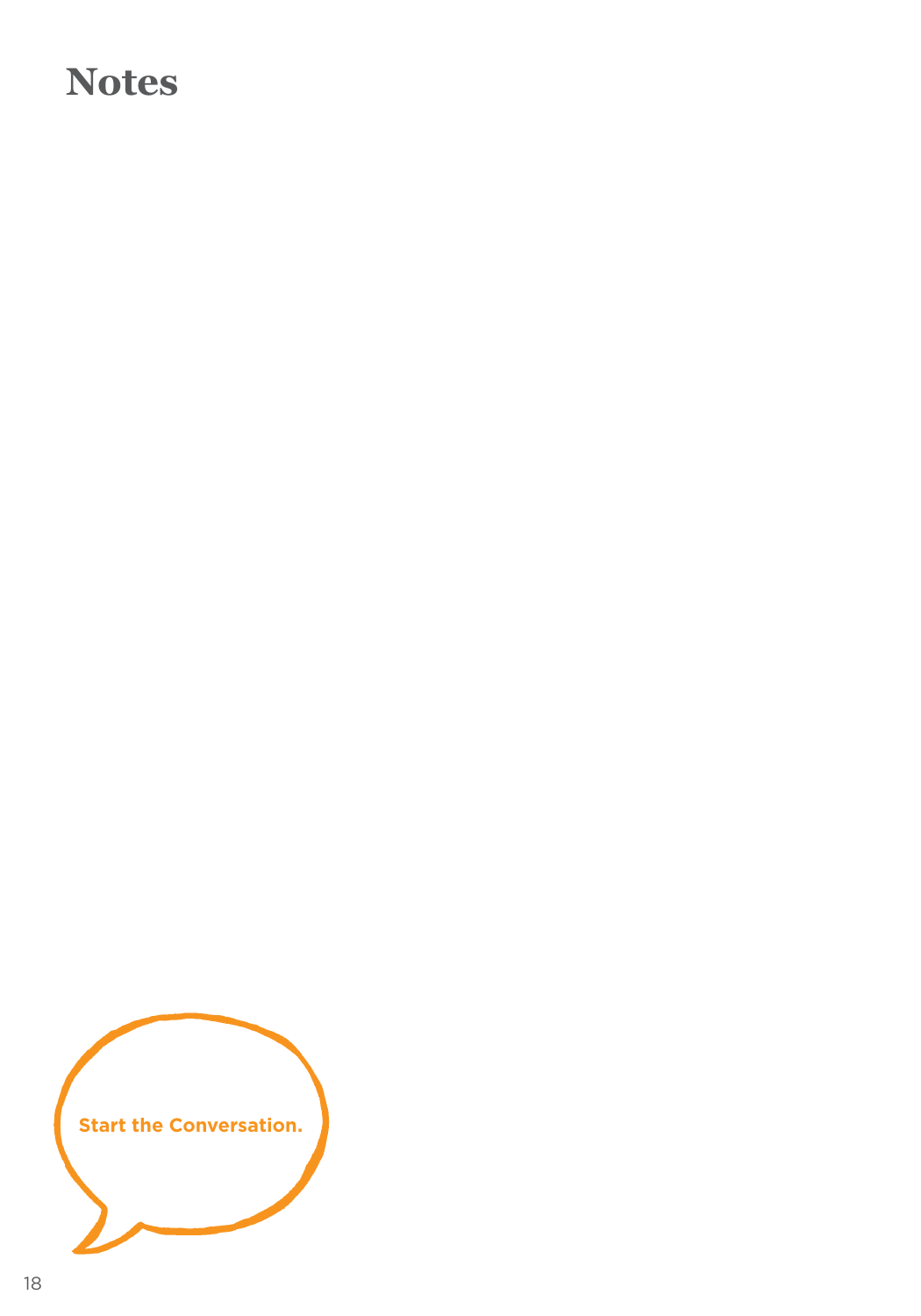# Notes

Start the Conversation.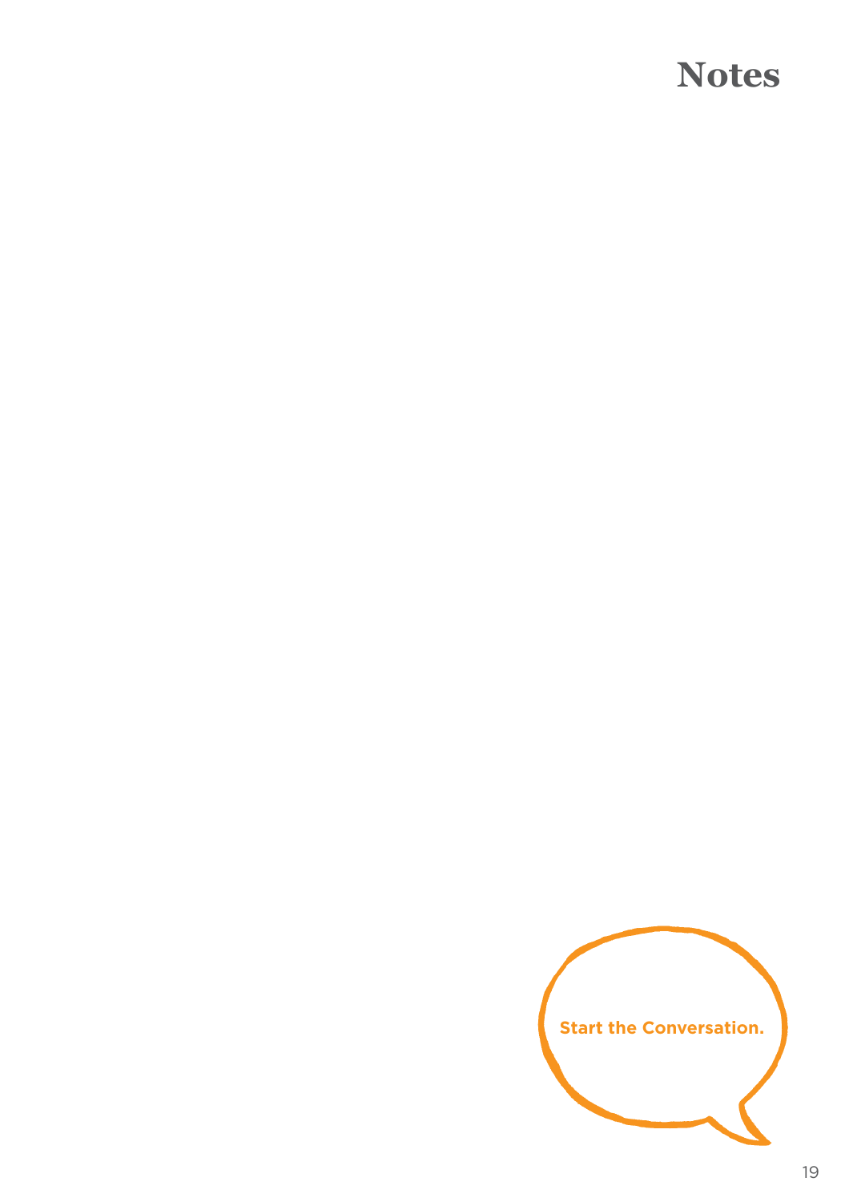# Notes

Start the Conversation.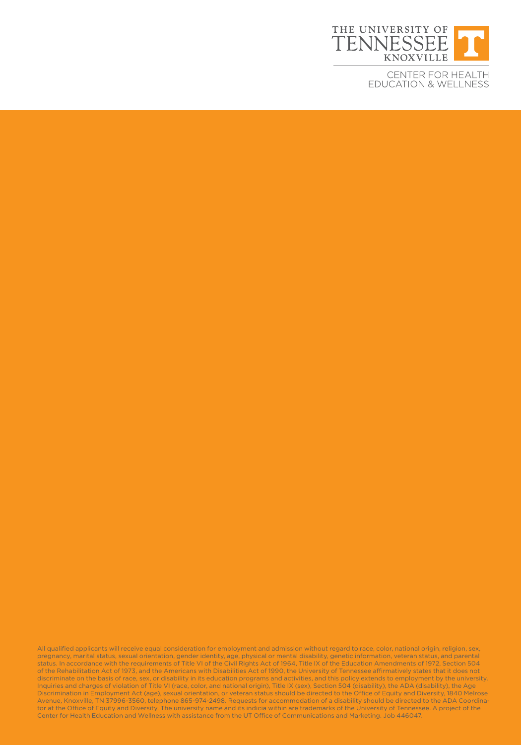THE UNIVERSITY OF TENNESSEE KNOXVILLE

CENTER FOR HEALTH EDUCATION & WELLNESS

All qualified applicants will receive equal consideration for employment and admission without regard to race, color, national origin, religion, sex, pregnancy, marital status, sexual orientation, gender identity, age, physical or mental disability, genetic information, veteran status, and parental status. In accordance with the requirements of Title VI of the Civil Rights Act of 1964, Title IX of the Education Amendments of 1972, Section 504 of the Rehabilitation Act of 1973, and the Americans with Disabilities Act of 1990, the University of Tennessee affirmatively states that it does not discriminate on the basis of race, sex, or disability in its education programs and activities, and this policy extends to employment by the university. Inquiries and charges of violation of Title VI (race, color, and national origin), Title IX (sex), Section 504 (disability), the ADA (disability), the Age Discrimination in Employment Act (age), sexual orientation, or veteran status should be directed to the Office of Equity and Diversity, 1840 Melrose Avenue, Knoxville, TN 37996-3560, telephone 865-974-2498. Requests for accommodation of a disability should be directed to the ADA Coordinator at the Office of Equity and Diversity. The university name and its indicia within are trademarks of the University of Tennessee. A project of the Center for Health Education and Wellness with assistance from the UT Office of Communications and Marketing. Job 446047.